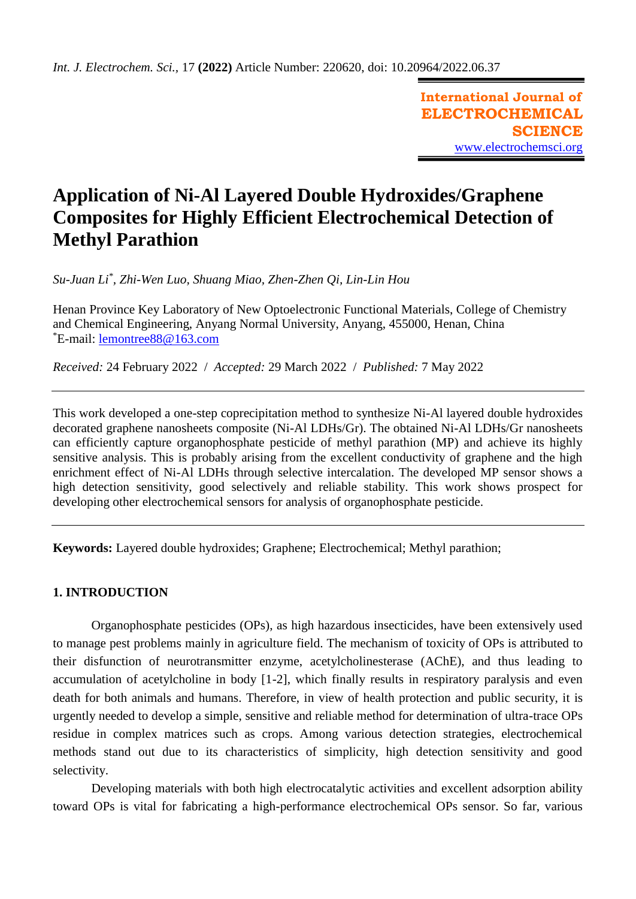Int. J. Electrochem. Sci., 17 **(2022)** Article Number: 220620, doi: 10.20964/2022.06.37

**International Journal of ELECTROCHEMICAL SCIENCE**
www.electrochemsci.org

# Application of Ni-Al Layered Double Hydroxides/Graphene Composites for Highly Efficient Electrochemical Detection of Methyl Parathion

*Su-Juan Li*[*], *Zhi-Wen Luo, Shuang Miao, Zhen-Zhen Qi, Lin-Lin Hou*

Henan Province Key Laboratory of New Optoelectronic Functional Materials, College of Chemistry and Chemical Engineering, Anyang Normal University, Anyang, 455000, Henan, China
[*]E-mail: lemontree88@163.com

*Received:* 24 February 2022 / *Accepted:* 29 March 2022 / *Published:* 7 May 2022

---

This work developed a one-step coprecipitation method to synthesize Ni-Al layered double hydroxides decorated graphene nanosheets composite (Ni-Al LDHs/Gr). The obtained Ni-Al LDHs/Gr nanosheets can efficiently capture organophosphate pesticide of methyl parathion (MP) and achieve its highly sensitive analysis. This is probably arising from the excellent conductivity of graphene and the high enrichment effect of Ni-Al LDHs through selective intercalation. The developed MP sensor shows a high detection sensitivity, good selectively and reliable stability. This work shows prospect for developing other electrochemical sensors for analysis of organophosphate pesticide.

---

**Keywords:** Layered double hydroxides; Graphene; Electrochemical; Methyl parathion;

## 1. INTRODUCTION

Organophosphate pesticides (OPs), as high hazardous insecticides, have been extensively used to manage pest problems mainly in agriculture field. The mechanism of toxicity of OPs is attributed to their disfunction of neurotransmitter enzyme, acetylcholinesterase (AChE), and thus leading to accumulation of acetylcholine in body [1-2], which finally results in respiratory paralysis and even death for both animals and humans. Therefore, in view of health protection and public security, it is urgently needed to develop a simple, sensitive and reliable method for determination of ultra-trace OPs residue in complex matrices such as crops. Among various detection strategies, electrochemical methods stand out due to its characteristics of simplicity, high detection sensitivity and good selectivity.

Developing materials with both high electrocatalytic activities and excellent adsorption ability toward OPs is vital for fabricating a high-performance electrochemical OPs sensor. So far, various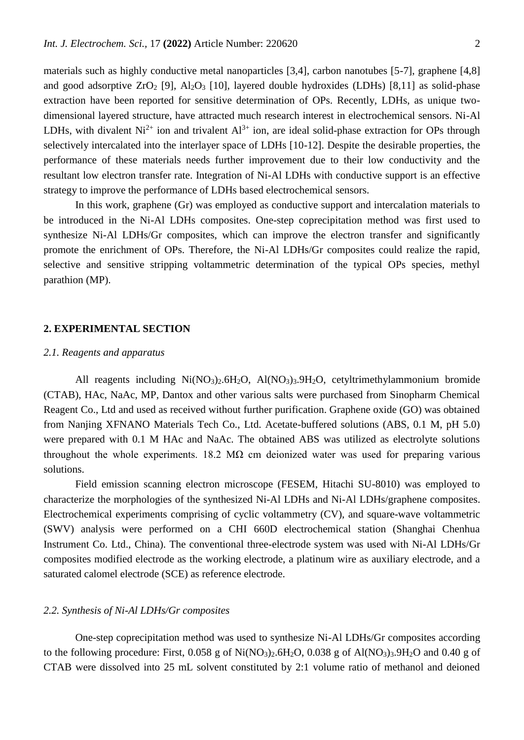materials such as highly conductive metal nanoparticles [3,4], carbon nanotubes [5-7], graphene [4,8] and good adsorptive $ZrO_2$ [9], $Al_2O_3$ [10], layered double hydroxides (LDHs) [8,11] as solid-phase extraction have been reported for sensitive determination of OPs. Recently, LDHs, as unique two-dimensional layered structure, have attracted much research interest in electrochemical sensors. Ni-Al LDHs, with divalent $Ni^{2+}$ ion and trivalent $Al^{3+}$ ion, are ideal solid-phase extraction for OPs through selectively intercalated into the interlayer space of LDHs [10-12]. Despite the desirable properties, the performance of these materials needs further improvement due to their low conductivity and the resultant low electron transfer rate. Integration of Ni-Al LDHs with conductive support is an effective strategy to improve the performance of LDHs based electrochemical sensors.

In this work, graphene (Gr) was employed as conductive support and intercalation materials to be introduced in the Ni-Al LDHs composites. One-step coprecipitation method was first used to synthesize Ni-Al LDHs/Gr composites, which can improve the electron transfer and significantly promote the enrichment of OPs. Therefore, the Ni-Al LDHs/Gr composites could realize the rapid, selective and sensitive stripping voltammetric determination of the typical OPs species, methyl parathion (MP).

## 2. EXPERIMENTAL SECTION

### *2.1. Reagents and apparatus*

All reagents including $Ni(NO_3)_2.6H_2O$, $Al(NO_3)_3.9H_2O$, cetyltrimethylammonium bromide (CTAB), HAc, NaAc, MP, Dantox and other various salts were purchased from Sinopharm Chemical Reagent Co., Ltd and used as received without further purification. Graphene oxide (GO) was obtained from Nanjing XFNANO Materials Tech Co., Ltd. Acetate-buffered solutions (ABS, 0.1 M, pH 5.0) were prepared with 0.1 M HAc and NaAc. The obtained ABS was utilized as electrolyte solutions throughout the whole experiments. 18.2 MΩ cm deionized water was used for preparing various solutions.

Field emission scanning electron microscope (FESEM, Hitachi SU-8010) was employed to characterize the morphologies of the synthesized Ni-Al LDHs and Ni-Al LDHs/graphene composites. Electrochemical experiments comprising of cyclic voltammetry (CV), and square-wave voltammetric (SWV) analysis were performed on a CHI 660D electrochemical station (Shanghai Chenhua Instrument Co. Ltd., China). The conventional three-electrode system was used with Ni-Al LDHs/Gr composites modified electrode as the working electrode, a platinum wire as auxiliary electrode, and a saturated calomel electrode (SCE) as reference electrode.

### *2.2. Synthesis of Ni-Al LDHs/Gr composites*

One-step coprecipitation method was used to synthesize Ni-Al LDHs/Gr composites according to the following procedure: First, 0.058 g of $Ni(NO_3)_2.6H_2O$, 0.038 g of $Al(NO_3)_3.9H_2O$ and 0.40 g of CTAB were dissolved into 25 mL solvent constituted by 2:1 volume ratio of methanol and deioned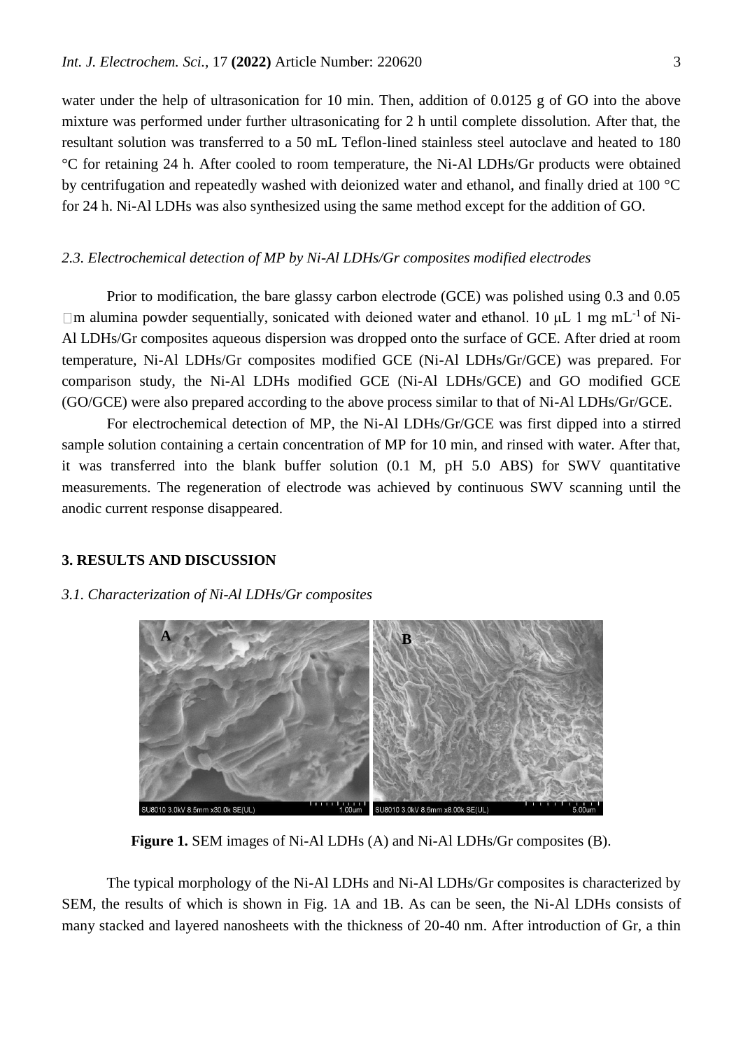water under the help of ultrasonication for 10 min. Then, addition of 0.0125 g of GO into the above mixture was performed under further ultrasonicating for 2 h until complete dissolution. After that, the resultant solution was transferred to a 50 mL Teflon-lined stainless steel autoclave and heated to 180 °C for retaining 24 h. After cooled to room temperature, the Ni-Al LDHs/Gr products were obtained by centrifugation and repeatedly washed with deionized water and ethanol, and finally dried at 100 °C for 24 h. Ni-Al LDHs was also synthesized using the same method except for the addition of GO.

### *2.3. Electrochemical detection of MP by Ni-Al LDHs/Gr composites modified electrodes*

Prior to modification, the bare glassy carbon electrode (GCE) was polished using 0.3 and 0.05 μm alumina powder sequentially, sonicated with deioned water and ethanol. 10 μL 1 mg $mL^{-1}$ of Ni-Al LDHs/Gr composites aqueous dispersion was dropped onto the surface of GCE. After dried at room temperature, Ni-Al LDHs/Gr composites modified GCE (Ni-Al LDHs/Gr/GCE) was prepared. For comparison study, the Ni-Al LDHs modified GCE (Ni-Al LDHs/GCE) and GO modified GCE (GO/GCE) were also prepared according to the above process similar to that of Ni-Al LDHs/Gr/GCE.

For electrochemical detection of MP, the Ni-Al LDHs/Gr/GCE was first dipped into a stirred sample solution containing a certain concentration of MP for 10 min, and rinsed with water. After that, it was transferred into the blank buffer solution (0.1 M, pH 5.0 ABS) for SWV quantitative measurements. The regeneration of electrode was achieved by continuous SWV scanning until the anodic current response disappeared.

## 3. RESULTS AND DISCUSSION

### *3.1. Characterization of Ni-Al LDHs/Gr composites*

**Figure 1.** SEM images of Ni-Al LDHs (A) and Ni-Al LDHs/Gr composites (B).

The typical morphology of the Ni-Al LDHs and Ni-Al LDHs/Gr composites is characterized by SEM, the results of which is shown in Fig. 1A and 1B. As can be seen, the Ni-Al LDHs consists of many stacked and layered nanosheets with the thickness of 20-40 nm. After introduction of Gr, a thin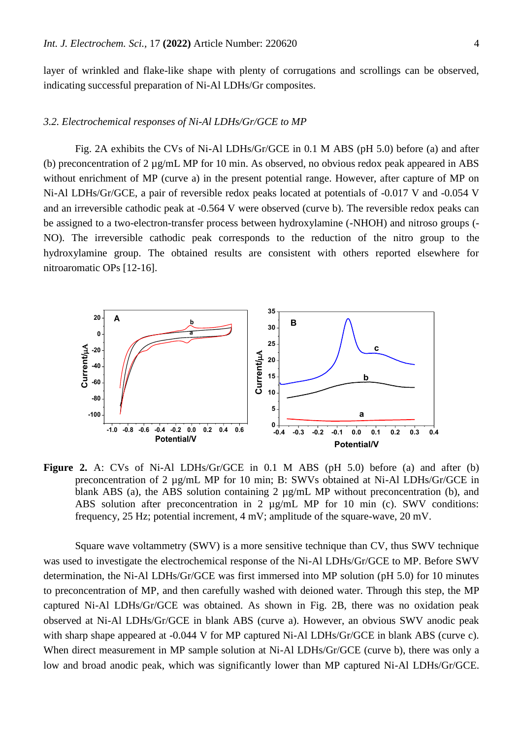layer of wrinkled and flake-like shape with plenty of corrugations and scrollings can be observed, indicating successful preparation of Ni-Al LDHs/Gr composites.

### *3.2. Electrochemical responses of Ni-Al LDHs/Gr/GCE to MP*

Fig. 2A exhibits the CVs of Ni-Al LDHs/Gr/GCE in 0.1 M ABS (pH 5.0) before (a) and after (b) preconcentration of 2 μg/mL MP for 10 min. As observed, no obvious redox peak appeared in ABS without enrichment of MP (curve a) in the present potential range. However, after capture of MP on Ni-Al LDHs/Gr/GCE, a pair of reversible redox peaks located at potentials of -0.017 V and -0.054 V and an irreversible cathodic peak at -0.564 V were observed (curve b). The reversible redox peaks can be assigned to a two-electron-transfer process between hydroxylamine (-NHOH) and nitroso groups (-NO). The irreversible cathodic peak corresponds to the reduction of the nitro group to the hydroxylamine group. The obtained results are consistent with others reported elsewhere for nitroaromatic OPs [12-16].

**Figure 2.** A: CVs of Ni-Al LDHs/Gr/GCE in 0.1 M ABS (pH 5.0) before (a) and after (b) preconcentration of 2 μg/mL MP for 10 min; B: SWVs obtained at Ni-Al LDHs/Gr/GCE in blank ABS (a), the ABS solution containing 2 μg/mL MP without preconcentration (b), and ABS solution after preconcentration in 2 μg/mL MP for 10 min (c). SWV conditions: frequency, 25 Hz; potential increment, 4 mV; amplitude of the square-wave, 20 mV.

Square wave voltammetry (SWV) is a more sensitive technique than CV, thus SWV technique was used to investigate the electrochemical response of the Ni-Al LDHs/Gr/GCE to MP. Before SWV determination, the Ni-Al LDHs/Gr/GCE was first immersed into MP solution (pH 5.0) for 10 minutes to preconcentration of MP, and then carefully washed with deioned water. Through this step, the MP captured Ni-Al LDHs/Gr/GCE was obtained. As shown in Fig. 2B, there was no oxidation peak observed at Ni-Al LDHs/Gr/GCE in blank ABS (curve a). However, an obvious SWV anodic peak with sharp shape appeared at -0.044 V for MP captured Ni-Al LDHs/Gr/GCE in blank ABS (curve c). When direct measurement in MP sample solution at Ni-Al LDHs/Gr/GCE (curve b), there was only a low and broad anodic peak, which was significantly lower than MP captured Ni-Al LDHs/Gr/GCE.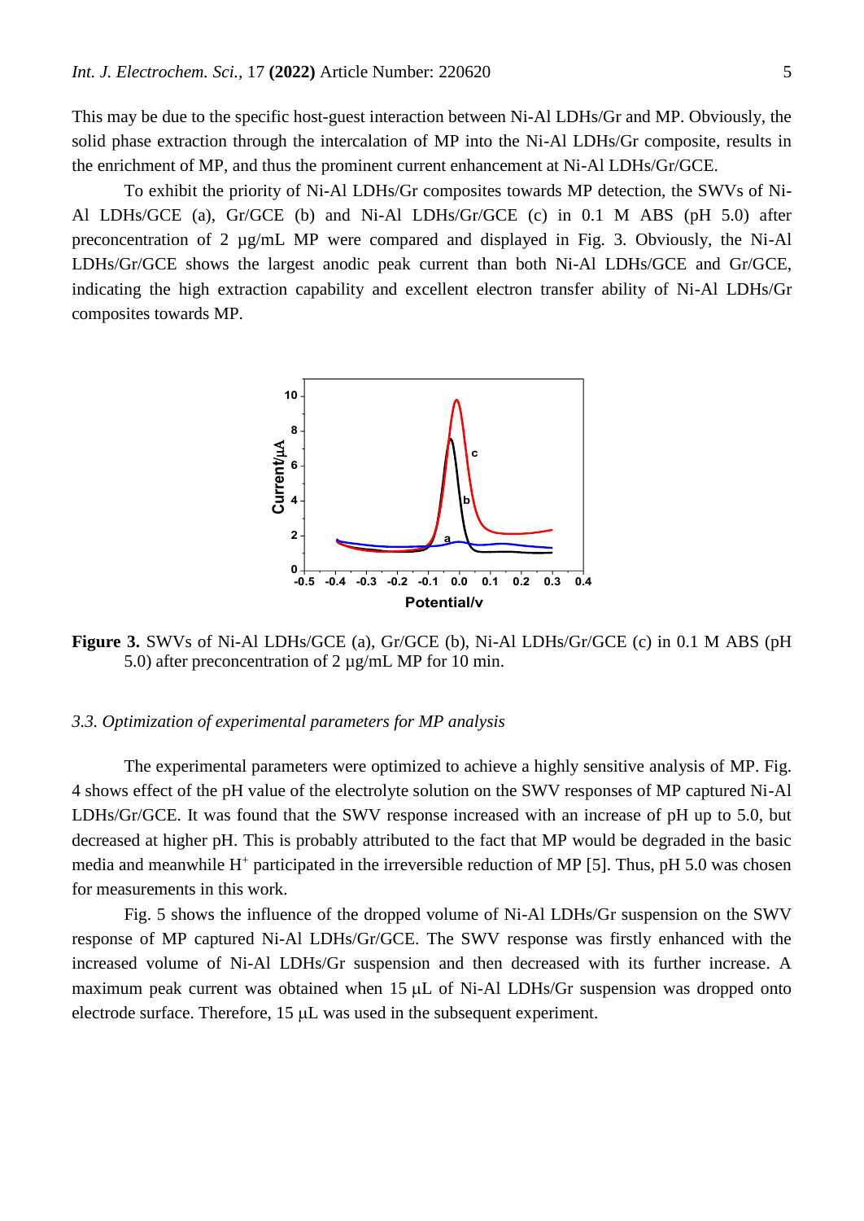This may be due to the specific host-guest interaction between Ni-Al LDHs/Gr and MP. Obviously, the solid phase extraction through the intercalation of MP into the Ni-Al LDHs/Gr composite, results in the enrichment of MP, and thus the prominent current enhancement at Ni-Al LDHs/Gr/GCE.

To exhibit the priority of Ni-Al LDHs/Gr composites towards MP detection, the SWVs of Ni-Al LDHs/GCE (a), Gr/GCE (b) and Ni-Al LDHs/Gr/GCE (c) in 0.1 M ABS (pH 5.0) after preconcentration of 2 µg/mL MP were compared and displayed in Fig. 3. Obviously, the Ni-Al LDHs/Gr/GCE shows the largest anodic peak current than both Ni-Al LDHs/GCE and Gr/GCE, indicating the high extraction capability and excellent electron transfer ability of Ni-Al LDHs/Gr composites towards MP.

**Figure 3.** SWVs of Ni-Al LDHs/GCE (a), Gr/GCE (b), Ni-Al LDHs/Gr/GCE (c) in 0.1 M ABS (pH 5.0) after preconcentration of 2 µg/mL MP for 10 min.

### *3.3. Optimization of experimental parameters for MP analysis*

The experimental parameters were optimized to achieve a highly sensitive analysis of MP. Fig. 4 shows effect of the pH value of the electrolyte solution on the SWV responses of MP captured Ni-Al LDHs/Gr/GCE. It was found that the SWV response increased with an increase of pH up to 5.0, but decreased at higher pH. This is probably attributed to the fact that MP would be degraded in the basic media and meanwhile $H^+$ participated in the irreversible reduction of MP [5]. Thus, pH 5.0 was chosen for measurements in this work.

Fig. 5 shows the influence of the dropped volume of Ni-Al LDHs/Gr suspension on the SWV response of MP captured Ni-Al LDHs/Gr/GCE. The SWV response was firstly enhanced with the increased volume of Ni-Al LDHs/Gr suspension and then decreased with its further increase. A maximum peak current was obtained when 15 µL of Ni-Al LDHs/Gr suspension was dropped onto electrode surface. Therefore, 15 µL was used in the subsequent experiment.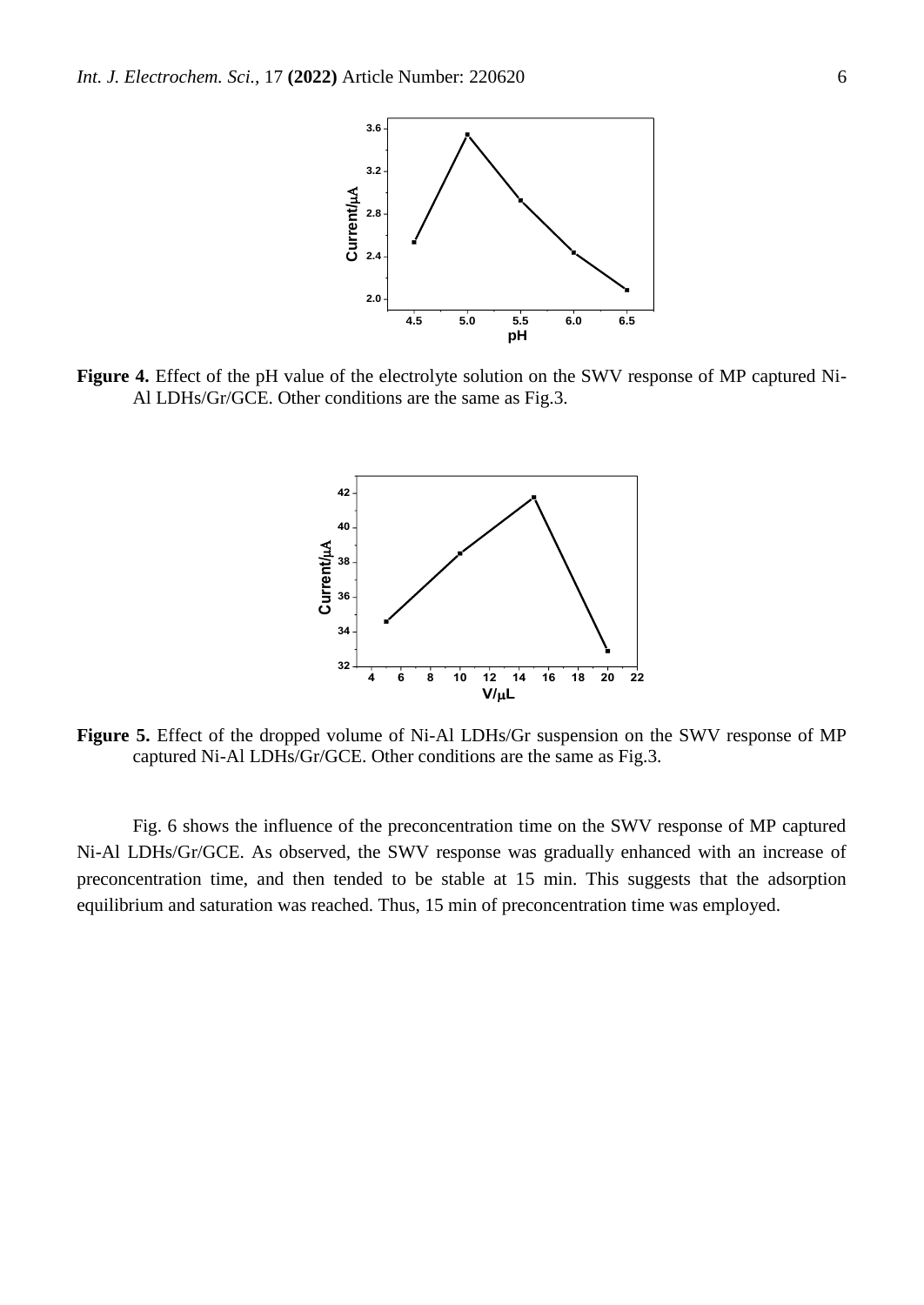**Figure 4.** Effect of the pH value of the electrolyte solution on the SWV response of MP captured Ni-Al LDHs/Gr/GCE. Other conditions are the same as Fig.3.

**Figure 5.** Effect of the dropped volume of Ni-Al LDHs/Gr suspension on the SWV response of MP captured Ni-Al LDHs/Gr/GCE. Other conditions are the same as Fig.3.

Fig. 6 shows the influence of the preconcentration time on the SWV response of MP captured Ni-Al LDHs/Gr/GCE. As observed, the SWV response was gradually enhanced with an increase of preconcentration time, and then tended to be stable at 15 min. This suggests that the adsorption equilibrium and saturation was reached. Thus, 15 min of preconcentration time was employed.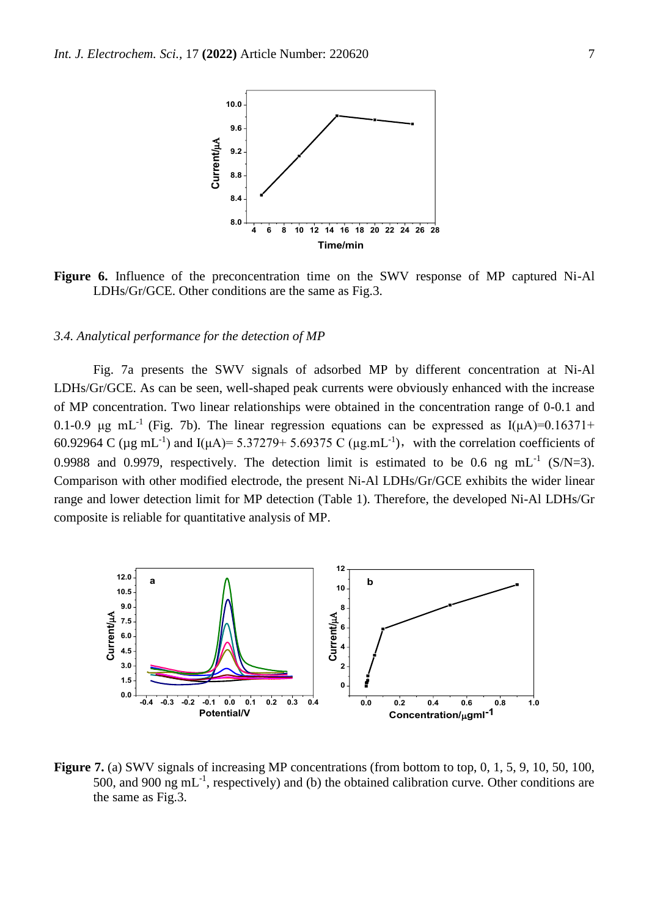**Figure 6.** Influence of the preconcentration time on the SWV response of MP captured Ni-Al LDHs/Gr/GCE. Other conditions are the same as Fig.3.

### *3.4. Analytical performance for the detection of MP*

Fig. 7a presents the SWV signals of adsorbed MP by different concentration at Ni-Al LDHs/Gr/GCE. As can be seen, well-shaped peak currents were obviously enhanced with the increase of MP concentration. Two linear relationships were obtained in the concentration range of 0-0.1 and 0.1-0.9 μg $mL^{-1}$ (Fig. 7b). The linear regression equations can be expressed as I(μA)=0.16371+ 60.92964 C (μg $mL^{-1}$) and I(μA)= 5.37279+ 5.69375 C (μg.$mL^{-1}$), with the correlation coefficients of 0.9988 and 0.9979, respectively. The detection limit is estimated to be 0.6 ng $mL^{-1}$ (S/N=3). Comparison with other modified electrode, the present Ni-Al LDHs/Gr/GCE exhibits the wider linear range and lower detection limit for MP detection (Table 1). Therefore, the developed Ni-Al LDHs/Gr composite is reliable for quantitative analysis of MP.

**Figure 7.** (a) SWV signals of increasing MP concentrations (from bottom to top, 0, 1, 5, 9, 10, 50, 100, 500, and 900 ng $mL^{-1}$, respectively) and (b) the obtained calibration curve. Other conditions are the same as Fig.3.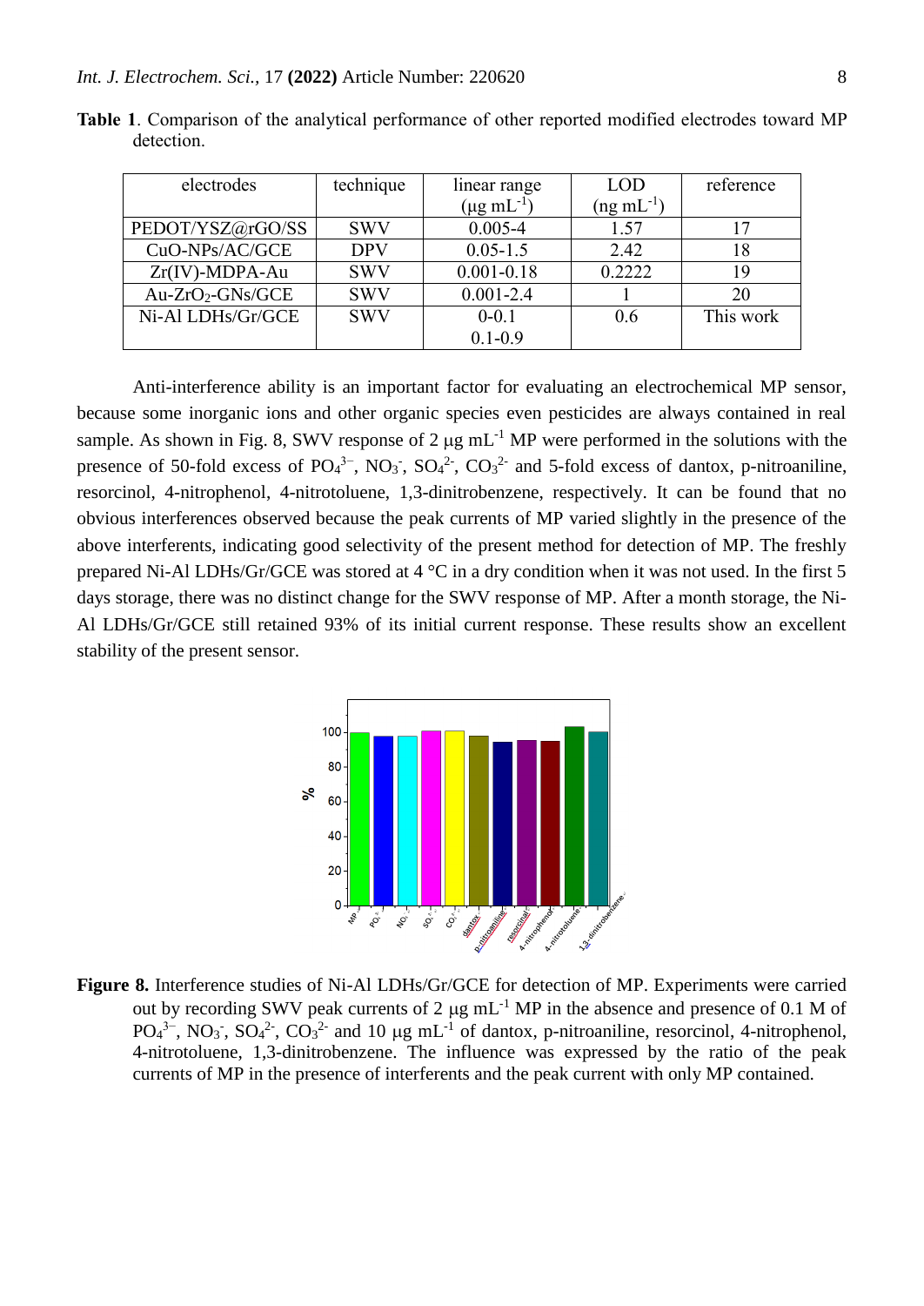**Table 1**. Comparison of the analytical performance of other reported modified electrodes toward MP detection.

| electrodes | technique | linear range ($\mu g\ mL^{-1}$) | LOD ($ng\ mL^{-1}$) | reference |
|---|---|---|---|---|
| PEDOT/YSZ@rGO/SS | SWV | 0.005-4 | 1.57 | 17 |
| CuO-NPs/AC/GCE | DPV | 0.05-1.5 | 2.42 | 18 |
| Zr(IV)-MDPA-Au | SWV | 0.001-0.18 | 0.2222 | 19 |
| Au-$ZrO_2$-GNs/GCE | SWV | 0.001-2.4 | 1 | 20 |
| Ni-Al LDHs/Gr/GCE | SWV | 0-0.1<br>0.1-0.9 | 0.6 | This work |

Anti-interference ability is an important factor for evaluating an electrochemical MP sensor, because some inorganic ions and other organic species even pesticides are always contained in real sample. As shown in Fig. 8, SWV response of 2 $\mu g\ mL^{-1}$ MP were performed in the solutions with the presence of 50-fold excess of $PO_4^{3-}$, $NO_3^-$, $SO_4^{2-}$, $CO_3^{2-}$ and 5-fold excess of dantox, p-nitroaniline, resorcinol, 4-nitrophenol, 4-nitrotoluene, 1,3-dinitrobenzene, respectively. It can be found that no obvious interferences observed because the peak currents of MP varied slightly in the presence of the above interferents, indicating good selectivity of the present method for detection of MP. The freshly prepared Ni-Al LDHs/Gr/GCE was stored at 4 °C in a dry condition when it was not used. In the first 5 days storage, there was no distinct change for the SWV response of MP. After a month storage, the Ni-Al LDHs/Gr/GCE still retained 93% of its initial current response. These results show an excellent stability of the present sensor.

**Figure 8.** Interference studies of Ni-Al LDHs/Gr/GCE for detection of MP. Experiments were carried out by recording SWV peak currents of 2 $\mu g\ mL^{-1}$ MP in the absence and presence of 0.1 M of $PO_4^{3-}$, $NO_3^-$, $SO_4^{2-}$, $CO_3^{2-}$ and 10 $\mu g\ mL^{-1}$ of dantox, p-nitroaniline, resorcinol, 4-nitrophenol, 4-nitrotoluene, 1,3-dinitrobenzene. The influence was expressed by the ratio of the peak currents of MP in the presence of interferents and the peak current with only MP contained.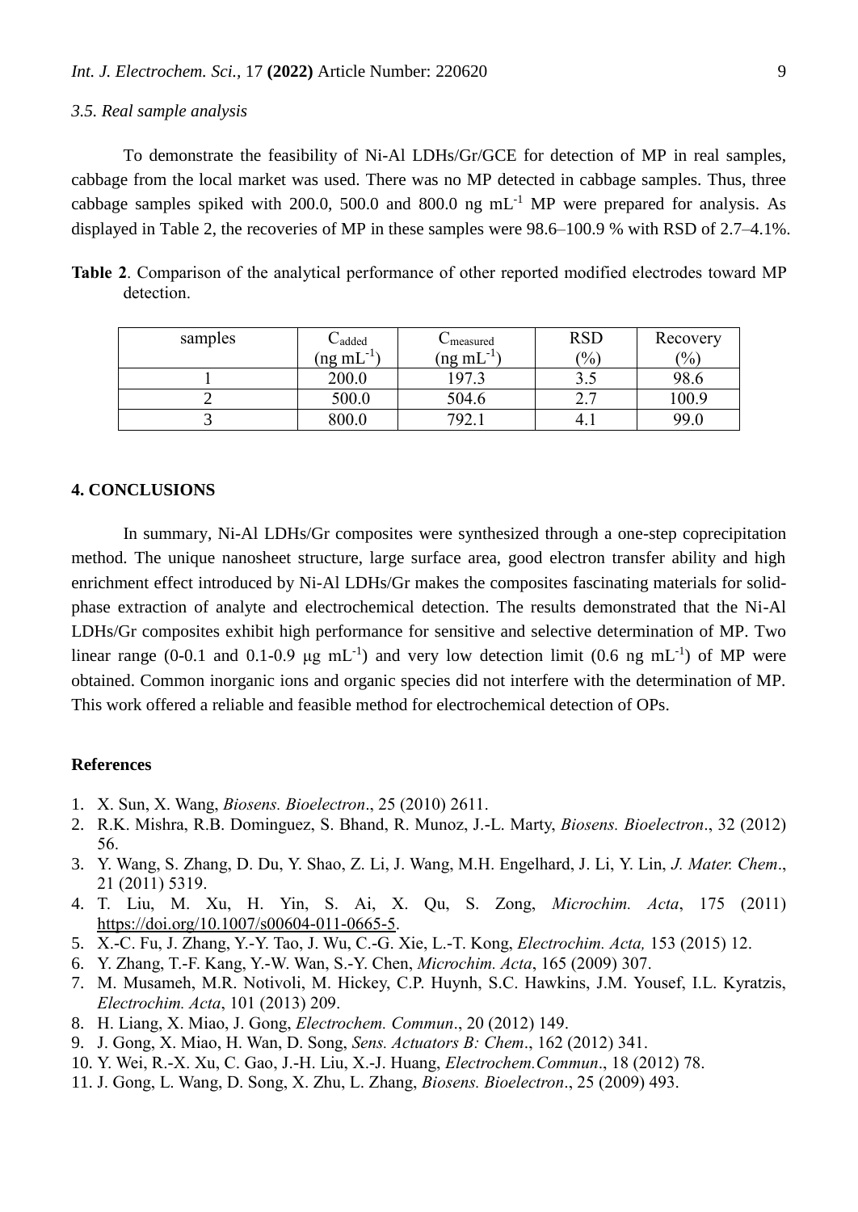### 3.5. Real sample analysis

To demonstrate the feasibility of Ni-Al LDHs/Gr/GCE for detection of MP in real samples, cabbage from the local market was used. There was no MP detected in cabbage samples. Thus, three cabbage samples spiked with 200.0, 500.0 and 800.0 ng $mL^{-1}$ MP were prepared for analysis. As displayed in Table 2, the recoveries of MP in these samples were 98.6–100.9 % with RSD of 2.7–4.1%.

**Table 2**. Comparison of the analytical performance of other reported modified electrodes toward MP detection.

| samples | $C_{added}$ (ng $mL^{-1}$) | $C_{measured}$ (ng $mL^{-1}$) | RSD (%) | Recovery (%) |
|---|---|---|---|---|
| 1 | 200.0 | 197.3 | 3.5 | 98.6 |
| 2 | 500.0 | 504.6 | 2.7 | 100.9 |
| 3 | 800.0 | 792.1 | 4.1 | 99.0 |

## 4. CONCLUSIONS

In summary, Ni-Al LDHs/Gr composites were synthesized through a one-step coprecipitation method. The unique nanosheet structure, large surface area, good electron transfer ability and high enrichment effect introduced by Ni-Al LDHs/Gr makes the composites fascinating materials for solid-phase extraction of analyte and electrochemical detection. The results demonstrated that the Ni-Al LDHs/Gr composites exhibit high performance for sensitive and selective determination of MP. Two linear range (0-0.1 and 0.1-0.9 μg $mL^{-1}$) and very low detection limit (0.6 ng $mL^{-1}$) of MP were obtained. Common inorganic ions and organic species did not interfere with the determination of MP. This work offered a reliable and feasible method for electrochemical detection of OPs.

## References

1. X. Sun, X. Wang, *Biosens. Bioelectron*., 25 (2010) 2611.
2. R.K. Mishra, R.B. Dominguez, S. Bhand, R. Munoz, J.-L. Marty, *Biosens. Bioelectron*., 32 (2012) 56.
3. Y. Wang, S. Zhang, D. Du, Y. Shao, Z. Li, J. Wang, M.H. Engelhard, J. Li, Y. Lin, *J. Mater. Chem*., 21 (2011) 5319.
4. T. Liu, M. Xu, H. Yin, S. Ai, X. Qu, S. Zong, *Microchim. Acta*, 175 (2011) https://doi.org/10.1007/s00604-011-0665-5.
5. X.-C. Fu, J. Zhang, Y.-Y. Tao, J. Wu, C.-G. Xie, L.-T. Kong, *Electrochim. Acta,* 153 (2015) 12.
6. Y. Zhang, T.-F. Kang, Y.-W. Wan, S.-Y. Chen, *Microchim. Acta*, 165 (2009) 307.
7. M. Musameh, M.R. Notivoli, M. Hickey, C.P. Huynh, S.C. Hawkins, J.M. Yousef, I.L. Kyratzis, *Electrochim. Acta*, 101 (2013) 209.
8. H. Liang, X. Miao, J. Gong, *Electrochem. Commun*., 20 (2012) 149.
9. J. Gong, X. Miao, H. Wan, D. Song, *Sens. Actuators B: Chem*., 162 (2012) 341.
10. Y. Wei, R.-X. Xu, C. Gao, J.-H. Liu, X.-J. Huang, *Electrochem.Commun*., 18 (2012) 78.
11. J. Gong, L. Wang, D. Song, X. Zhu, L. Zhang, *Biosens. Bioelectron*., 25 (2009) 493.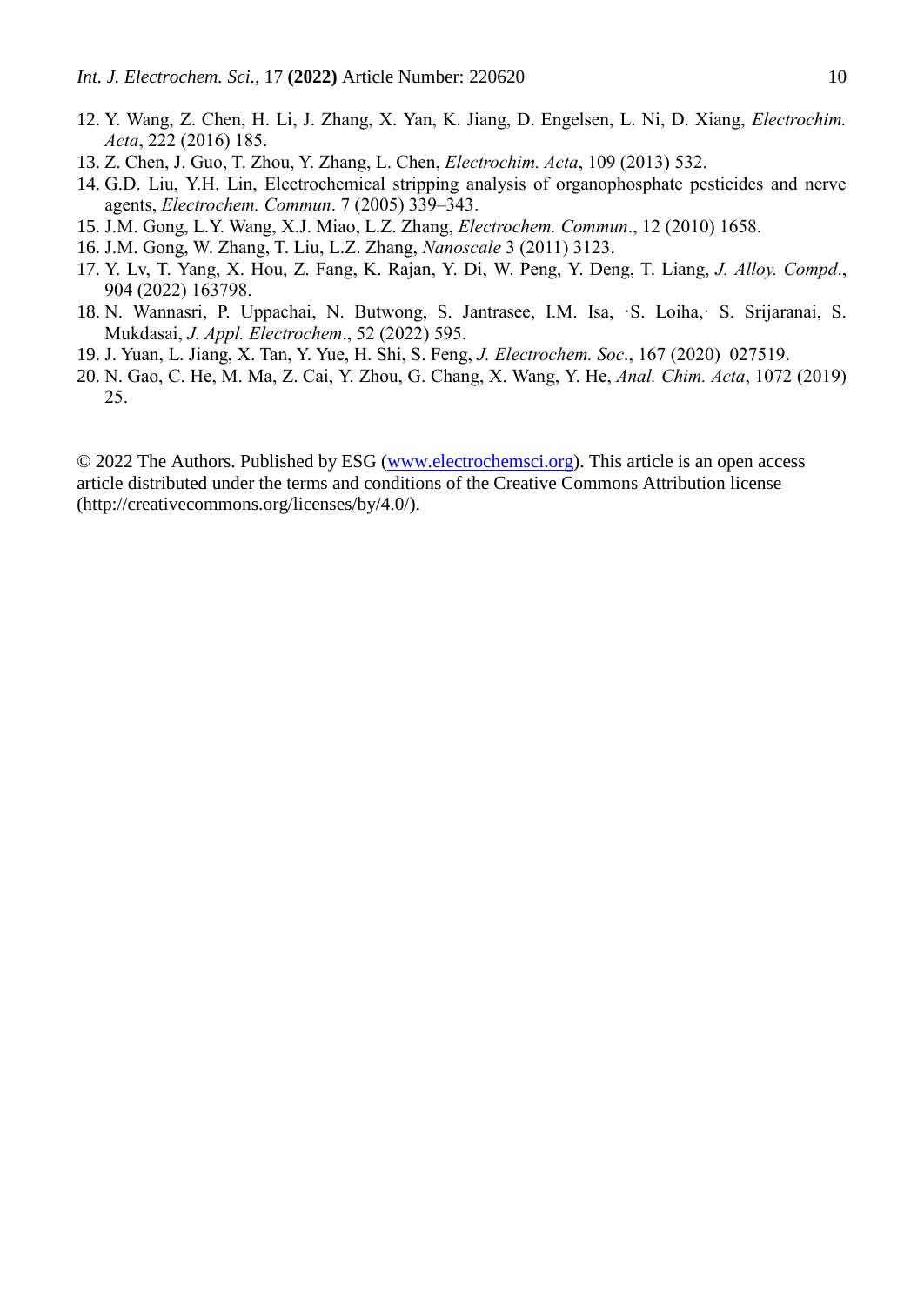12. Y. Wang, Z. Chen, H. Li, J. Zhang, X. Yan, K. Jiang, D. Engelsen, L. Ni, D. Xiang, *Electrochim. Acta*, 222 (2016) 185.
13. Z. Chen, J. Guo, T. Zhou, Y. Zhang, L. Chen, *Electrochim. Acta*, 109 (2013) 532.
14. G.D. Liu, Y.H. Lin, Electrochemical stripping analysis of organophosphate pesticides and nerve agents, *Electrochem. Commun*. 7 (2005) 339–343.
15. J.M. Gong, L.Y. Wang, X.J. Miao, L.Z. Zhang, *Electrochem. Commun*., 12 (2010) 1658.
16. J.M. Gong, W. Zhang, T. Liu, L.Z. Zhang, *Nanoscale* 3 (2011) 3123.
17. Y. Lv, T. Yang, X. Hou, Z. Fang, K. Rajan, Y. Di, W. Peng, Y. Deng, T. Liang, *J. Alloy. Compd*., 904 (2022) 163798.
18. N. Wannasri, P. Uppachai, N. Butwong, S. Jantrasee, I.M. Isa, ·S. Loiha,· S. Srijaranai, S. Mukdasai, *J. Appl. Electrochem*., 52 (2022) 595.
19. J. Yuan, L. Jiang, X. Tan, Y. Yue, H. Shi, S. Feng, *J. Electrochem. Soc*., 167 (2020) 027519.
20. N. Gao, C. He, M. Ma, Z. Cai, Y. Zhou, G. Chang, X. Wang, Y. He, *Anal. Chim. Acta*, 1072 (2019) 25.

© 2022 The Authors. Published by ESG (www.electrochemsci.org). This article is an open access article distributed under the terms and conditions of the Creative Commons Attribution license (http://creativecommons.org/licenses/by/4.0/).